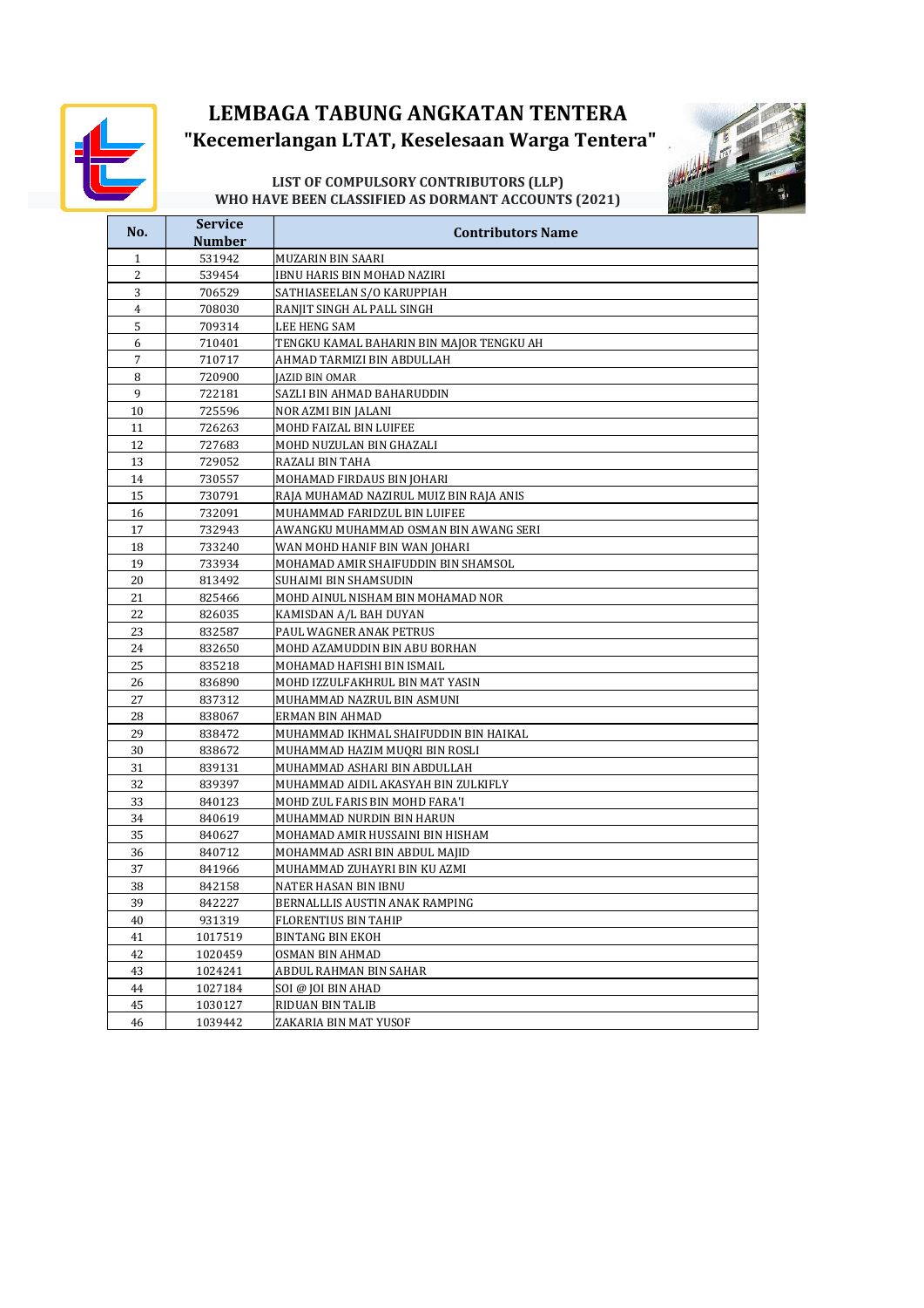# LEMBAGA TABUNG ANGKATAN TENTERA

## "Kecemerlangan LTAT, Keselesaan Warga Tentera"

### LIST OF COMPULSORY CONTRIBUTORS (LLP) WHO HAVE BEEN CLASSIFIED AS DORMANT ACCOUNTS (2021)

| No. | Service Number | Contributors Name |
|---|---|---|
| 1 | 531942 | MUZARIN BIN SAARI |
| 2 | 539454 | IBNU HARIS BIN MOHAD NAZIRI |
| 3 | 706529 | SATHIASEELAN S/O KARUPPIAH |
| 4 | 708030 | RANJIT SINGH AL PALL SINGH |
| 5 | 709314 | LEE HENG SAM |
| 6 | 710401 | TENGKU KAMAL BAHARIN BIN MAJOR TENGKU AH |
| 7 | 710717 | AHMAD TARMIZI BIN ABDULLAH |
| 8 | 720900 | JAZID BIN OMAR |
| 9 | 722181 | SAZLI BIN AHMAD BAHARUDDIN |
| 10 | 725596 | NOR AZMI BIN JALANI |
| 11 | 726263 | MOHD FAIZAL BIN LUIFEE |
| 12 | 727683 | MOHD NUZULAN BIN GHAZALI |
| 13 | 729052 | RAZALI BIN TAHA |
| 14 | 730557 | MOHAMAD FIRDAUS BIN JOHARI |
| 15 | 730791 | RAJA MUHAMAD NAZIRUL MUIZ BIN RAJA ANIS |
| 16 | 732091 | MUHAMMAD FARIDZUL BIN LUIFEE |
| 17 | 732943 | AWANGKU MUHAMMAD OSMAN BIN AWANG SERI |
| 18 | 733240 | WAN MOHD HANIF BIN WAN JOHARI |
| 19 | 733934 | MOHAMAD AMIR SHAIFUDDIN BIN SHAMSOL |
| 20 | 813492 | SUHAIMI BIN SHAMSUDIN |
| 21 | 825466 | MOHD AINUL NISHAM BIN MOHAMAD NOR |
| 22 | 826035 | KAMISDAN A/L BAH DUYAN |
| 23 | 832587 | PAUL WAGNER ANAK PETRUS |
| 24 | 832650 | MOHD AZAMUDDIN BIN ABU BORHAN |
| 25 | 835218 | MOHAMAD HAFISHI BIN ISMAIL |
| 26 | 836890 | MOHD IZZULFAKHRUL BIN MAT YASIN |
| 27 | 837312 | MUHAMMAD NAZRUL BIN ASMUNI |
| 28 | 838067 | ERMAN BIN AHMAD |
| 29 | 838472 | MUHAMMAD IKHMAL SHAIFUDDIN BIN HAIKAL |
| 30 | 838672 | MUHAMMAD HAZIM MUQRI BIN ROSLI |
| 31 | 839131 | MUHAMMAD ASHARI BIN ABDULLAH |
| 32 | 839397 | MUHAMMAD AIDIL AKASYAH BIN ZULKIFLY |
| 33 | 840123 | MOHD ZUL FARIS BIN MOHD FARA'I |
| 34 | 840619 | MUHAMMAD NURDIN BIN HARUN |
| 35 | 840627 | MOHAMAD AMIR HUSSAINI BIN HISHAM |
| 36 | 840712 | MOHAMMAD ASRI BIN ABDUL MAJID |
| 37 | 841966 | MUHAMMAD ZUHAYRI BIN KU AZMI |
| 38 | 842158 | NATER HASAN BIN IBNU |
| 39 | 842227 | BERNALLLIS AUSTIN ANAK RAMPING |
| 40 | 931319 | FLORENTIUS BIN TAHIP |
| 41 | 1017519 | BINTANG BIN EKOH |
| 42 | 1020459 | OSMAN BIN AHMAD |
| 43 | 1024241 | ABDUL RAHMAN BIN SAHAR |
| 44 | 1027184 | SOI @ JOI BIN AHAD |
| 45 | 1030127 | RIDUAN BIN TALIB |
| 46 | 1039442 | ZAKARIA BIN MAT YUSOF |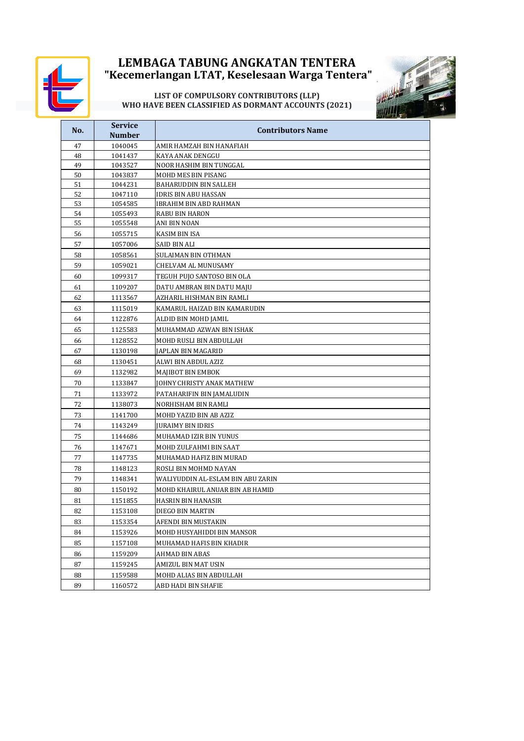# LEMBAGA TABUNG ANGKATAN TENTERA
## "Kecemerlangan LTAT, Keselesaan Warga Tentera"

### LIST OF COMPULSORY CONTRIBUTORS (LLP) WHO HAVE BEEN CLASSIFIED AS DORMANT ACCOUNTS (2021)

| No. | Service Number | Contributors Name |
|---|---|---|
| 47 | 1040045 | AMIR HAMZAH BIN HANAFIAH |
| 48 | 1041437 | KAYA ANAK DENGGU |
| 49 | 1043527 | NOOR HASHIM BIN TUNGGAL |
| 50 | 1043837 | MOHD MES BIN PISANG |
| 51 | 1044231 | BAHARUDDIN BIN SALLEH |
| 52 | 1047110 | IDRIS BIN ABU HASSAN |
| 53 | 1054585 | IBRAHIM BIN ABD RAHMAN |
| 54 | 1055493 | RABU BIN HARON |
| 55 | 1055548 | ANI BIN NOAN |
| 56 | 1055715 | KASIM BIN ISA |
| 57 | 1057006 | SAID BIN ALI |
| 58 | 1058561 | SULAIMAN BIN OTHMAN |
| 59 | 1059021 | CHELVAM AL MUNUSAMY |
| 60 | 1099317 | TEGUH PUJO SANTOSO BIN OLA |
| 61 | 1109207 | DATU AMBRAN BIN DATU MAJU |
| 62 | 1113567 | AZHARIL HISHMAN BIN RAMLI |
| 63 | 1115019 | KAMARUL HAIZAD BIN KAMARUDIN |
| 64 | 1122876 | ALDID BIN MOHD JAMIL |
| 65 | 1125583 | MUHAMMAD AZWAN BIN ISHAK |
| 66 | 1128552 | MOHD RUSLI BIN ABDULLAH |
| 67 | 1130198 | JAPLAN BIN MAGARID |
| 68 | 1130451 | ALWI BIN ABDUL AZIZ |
| 69 | 1132982 | MAJIBOT BIN EMBOK |
| 70 | 1133847 | JOHNY CHRISTY ANAK MATHEW |
| 71 | 1133972 | PATAHARIFIN BIN JAMALUDIN |
| 72 | 1138073 | NORHISHAM BIN RAMLI |
| 73 | 1141700 | MOHD YAZID BIN AB AZIZ |
| 74 | 1143249 | JURAIMY BIN IDRIS |
| 75 | 1144686 | MUHAMAD IZIR BIN YUNUS |
| 76 | 1147671 | MOHD ZULFAHMI BIN SAAT |
| 77 | 1147735 | MUHAMAD HAFIZ BIN MURAD |
| 78 | 1148123 | ROSLI BIN MOHMD NAYAN |
| 79 | 1148341 | WALIYUDDIN AL-ESLAM BIN ABU ZARIN |
| 80 | 1150192 | MOHD KHAIRUL ANUAR BIN AB HAMID |
| 81 | 1151855 | HASRIN BIN HANASIR |
| 82 | 1153108 | DIEGO BIN MARTIN |
| 83 | 1153354 | AFENDI BIN MUSTAKIN |
| 84 | 1153926 | MOHD HUSYAHIDDI BIN MANSOR |
| 85 | 1157108 | MUHAMAD HAFIS BIN KHADIR |
| 86 | 1159209 | AHMAD BIN ABAS |
| 87 | 1159245 | AMIZUL BIN MAT USIN |
| 88 | 1159588 | MOHD ALIAS BIN ABDULLAH |
| 89 | 1160572 | ABD HADI BIN SHAFIE |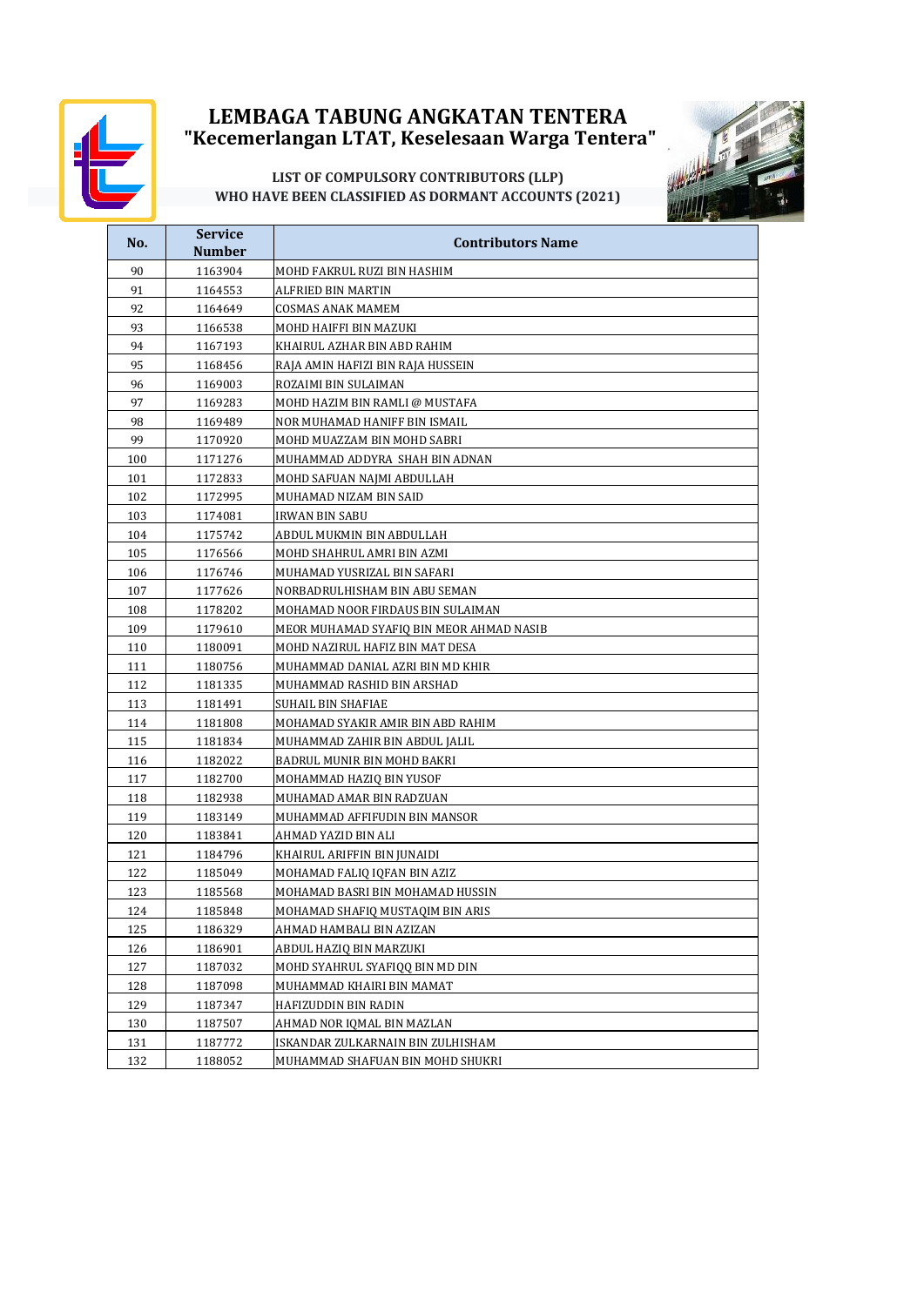# LEMBAGA TABUNG ANGKATAN TENTERA
## "Kecemerlangan LTAT, Keselesaan Warga Tentera"

### LIST OF COMPULSORY CONTRIBUTORS (LLP) WHO HAVE BEEN CLASSIFIED AS DORMANT ACCOUNTS (2021)

| No. | Service Number | Contributors Name |
|---|---|---|
| 90 | 1163904 | MOHD FAKRUL RUZI BIN HASHIM |
| 91 | 1164553 | ALFRIED BIN MARTIN |
| 92 | 1164649 | COSMAS ANAK MAMEM |
| 93 | 1166538 | MOHD HAIFFI BIN MAZUKI |
| 94 | 1167193 | KHAIRUL AZHAR BIN ABD RAHIM |
| 95 | 1168456 | RAJA AMIN HAFIZI BIN RAJA HUSSEIN |
| 96 | 1169003 | ROZAIMI BIN SULAIMAN |
| 97 | 1169283 | MOHD HAZIM BIN RAMLI @ MUSTAFA |
| 98 | 1169489 | NOR MUHAMAD HANIFF BIN ISMAIL |
| 99 | 1170920 | MOHD MUAZZAM BIN MOHD SABRI |
| 100 | 1171276 | MUHAMMAD ADDYRA SHAH BIN ADNAN |
| 101 | 1172833 | MOHD SAFUAN NAJMI ABDULLAH |
| 102 | 1172995 | MUHAMAD NIZAM BIN SAID |
| 103 | 1174081 | IRWAN BIN SABU |
| 104 | 1175742 | ABDUL MUKMIN BIN ABDULLAH |
| 105 | 1176566 | MOHD SHAHRUL AMRI BIN AZMI |
| 106 | 1176746 | MUHAMAD YUSRIZAL BIN SAFARI |
| 107 | 1177626 | NORBADRULHISHAM BIN ABU SEMAN |
| 108 | 1178202 | MOHAMAD NOOR FIRDAUS BIN SULAIMAN |
| 109 | 1179610 | MEOR MUHAMAD SYAFIQ BIN MEOR AHMAD NASIB |
| 110 | 1180091 | MOHD NAZIRUL HAFIZ BIN MAT DESA |
| 111 | 1180756 | MUHAMMAD DANIAL AZRI BIN MD KHIR |
| 112 | 1181335 | MUHAMMAD RASHID BIN ARSHAD |
| 113 | 1181491 | SUHAIL BIN SHAFIAE |
| 114 | 1181808 | MOHAMAD SYAKIR AMIR BIN ABD RAHIM |
| 115 | 1181834 | MUHAMMAD ZAHIR BIN ABDUL JALIL |
| 116 | 1182022 | BADRUL MUNIR BIN MOHD BAKRI |
| 117 | 1182700 | MOHAMMAD HAZIQ BIN YUSOF |
| 118 | 1182938 | MUHAMAD AMAR BIN RADZUAN |
| 119 | 1183149 | MUHAMMAD AFFIFUDIN BIN MANSOR |
| 120 | 1183841 | AHMAD YAZID BIN ALI |
| 121 | 1184796 | KHAIRUL ARIFFIN BIN JUNAIDI |
| 122 | 1185049 | MOHAMAD FALIQ IQFAN BIN AZIZ |
| 123 | 1185568 | MOHAMAD BASRI BIN MOHAMAD HUSSIN |
| 124 | 1185848 | MOHAMAD SHAFIQ MUSTAQIM BIN ARIS |
| 125 | 1186329 | AHMAD HAMBALI BIN AZIZAN |
| 126 | 1186901 | ABDUL HAZIQ BIN MARZUKI |
| 127 | 1187032 | MOHD SYAHRUL SYAFIQQ BIN MD DIN |
| 128 | 1187098 | MUHAMMAD KHAIRI BIN MAMAT |
| 129 | 1187347 | HAFIZUDDIN BIN RADIN |
| 130 | 1187507 | AHMAD NOR IQMAL BIN MAZLAN |
| 131 | 1187772 | ISKANDAR ZULKARNAIN BIN ZULHISHAM |
| 132 | 1188052 | MUHAMMAD SHAFUAN BIN MOHD SHUKRI |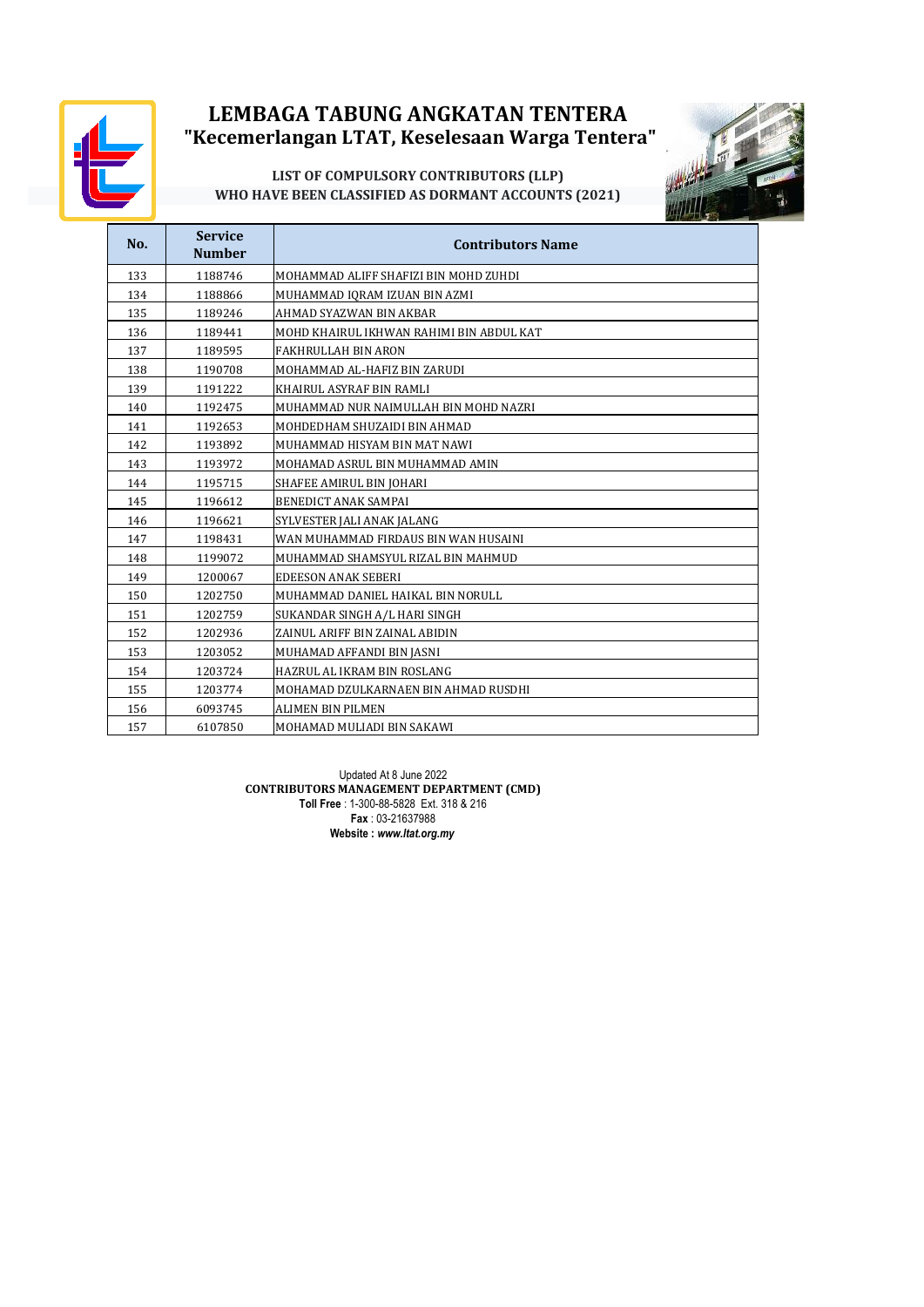# LEMBAGA TABUNG ANGKATAN TENTERA
## "Kecemerlangan LTAT, Keselesaan Warga Tentera"

### LIST OF COMPULSORY CONTRIBUTORS (LLP)
### WHO HAVE BEEN CLASSIFIED AS DORMANT ACCOUNTS (2021)

| No. | Service Number | Contributors Name |
|---|---|---|
| 133 | 1188746 | MOHAMMAD ALIFF SHAFIZI BIN MOHD ZUHDI |
| 134 | 1188866 | MUHAMMAD IQRAM IZUAN BIN AZMI |
| 135 | 1189246 | AHMAD SYAZWAN BIN AKBAR |
| 136 | 1189441 | MOHD KHAIRUL IKHWAN RAHIMI BIN ABDUL KAT |
| 137 | 1189595 | FAKHRULLAH BIN ARON |
| 138 | 1190708 | MOHAMMAD AL-HAFIZ BIN ZARUDI |
| 139 | 1191222 | KHAIRUL ASYRAF BIN RAMLI |
| 140 | 1192475 | MUHAMMAD NUR NAIMULLAH BIN MOHD NAZRI |
| 141 | 1192653 | MOHDEDHAM SHUZAIDI BIN AHMAD |
| 142 | 1193892 | MUHAMMAD HISYAM BIN MAT NAWI |
| 143 | 1193972 | MOHAMAD ASRUL BIN MUHAMMAD AMIN |
| 144 | 1195715 | SHAFEE AMIRUL BIN JOHARI |
| 145 | 1196612 | BENEDICT ANAK SAMPAI |
| 146 | 1196621 | SYLVESTER JALI ANAK JALANG |
| 147 | 1198431 | WAN MUHAMMAD FIRDAUS BIN WAN HUSAINI |
| 148 | 1199072 | MUHAMMAD SHAMSYUL RIZAL BIN MAHMUD |
| 149 | 1200067 | EDEESON ANAK SEBERI |
| 150 | 1202750 | MUHAMMAD DANIEL HAIKAL BIN NORULL |
| 151 | 1202759 | SUKANDAR SINGH A/L HARI SINGH |
| 152 | 1202936 | ZAINUL ARIFF BIN ZAINAL ABIDIN |
| 153 | 1203052 | MUHAMAD AFFANDI BIN JASNI |
| 154 | 1203724 | HAZRUL AL IKRAM BIN ROSLANG |
| 155 | 1203774 | MOHAMAD DZULKARNAEN BIN AHMAD RUSDHI |
| 156 | 6093745 | ALIMEN BIN PILMEN |
| 157 | 6107850 | MOHAMAD MULIADI BIN SAKAWI |

Updated At 8 June 2022

**CONTRIBUTORS MANAGEMENT DEPARTMENT (CMD)**

**Toll Free** : 1-300-88-5828 Ext. 318 & 216

**Fax** : 03-21637988

**Website :** ***www.ltat.org.my***